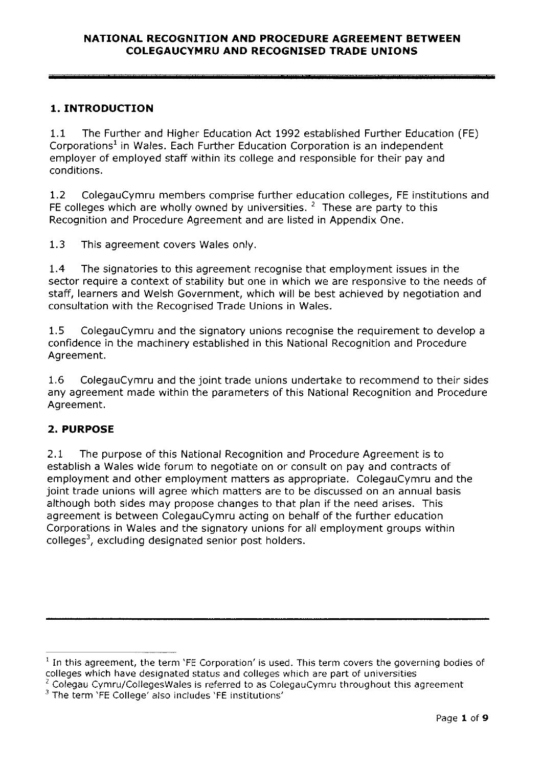# NATIONAL RECOGNITION AND PROCEDURE AGREEMENT BETWEEN COLEGAUCYMRU AND RECOGNISED TRADE UNIONS

## 1. INTRODUCTION

1.1 The Further and Higher Education Act 1992 established Further Education (FE) Corporations[1] in Wales. Each Further Education Corporation is an independent employer of employed staff within its college and responsible for their pay and conditions.

1.2 ColegauCymru members comprise further education colleges, FE institutions and FE colleges which are wholly owned by universities. [2] These are party to this Recognition and Procedure Agreement and are listed in Appendix One.

1.3 This agreement covers Wales only.

1.4 The signatories to this agreement recognise that employment issues in the sector require a context of stability but one in which we are responsive to the needs of staff, learners and Welsh Government, which will be best achieved by negotiation and consultation with the Recognised Trade Unions in Wales.

1.5 ColegauCymru and the signatory unions recognise the requirement to develop a confidence in the machinery established in this National Recognition and Procedure Agreement.

1.6 ColegauCymru and the joint trade unions undertake to recommend to their sides any agreement made within the parameters of this National Recognition and Procedure Agreement.

## 2. PURPOSE

2.1 The purpose of this National Recognition and Procedure Agreement is to establish a Wales wide forum to negotiate on or consult on pay and contracts of employment and other employment matters as appropriate. ColegauCymru and the joint trade unions will agree which matters are to be discussed on an annual basis although both sides may propose changes to that plan if the need arises. This agreement is between ColegauCymru acting on behalf of the further education Corporations in Wales and the signatory unions for all employment groups within colleges[3], excluding designated senior post holders.

---

[1] In this agreement, the term 'FE Corporation' is used. This term covers the governing bodies of colleges which have designated status and colleges which are part of universities

[2] Colegau Cymru/CollegesWales is referred to as ColegauCymru throughout this agreement

[3] The term 'FE College' also includes 'FE institutions'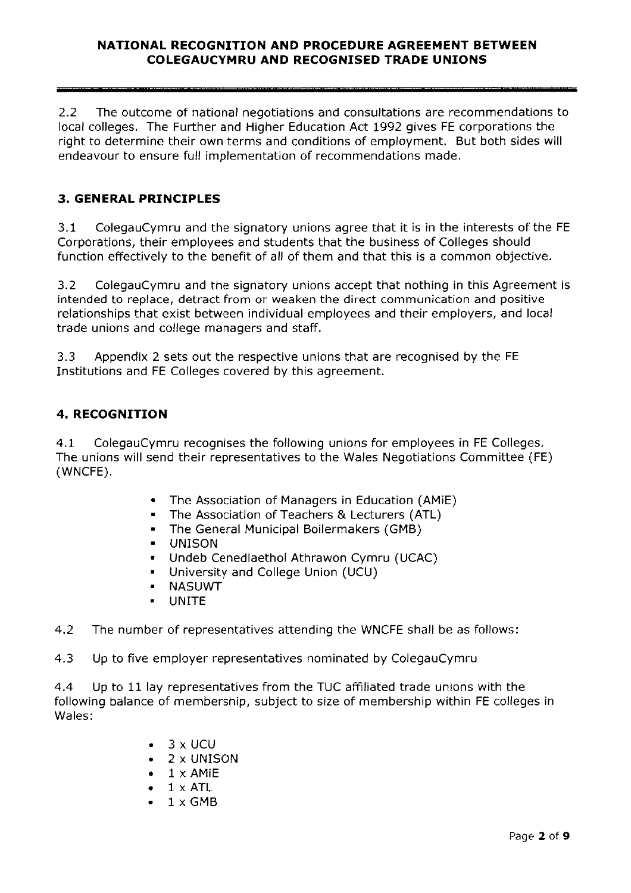2.2 The outcome of national negotiations and consultations are recommendations to local colleges. The Further and Higher Education Act 1992 gives FE corporations the right to determine their own terms and conditions of employment. But both sides will endeavour to ensure full implementation of recommendations made.

## 3. GENERAL PRINCIPLES

3.1 ColegauCymru and the signatory unions agree that it is in the interests of the FE Corporations, their employees and students that the business of Colleges should function effectively to the benefit of all of them and that this is a common objective.

3.2 ColegauCymru and the signatory unions accept that nothing in this Agreement is intended to replace, detract from or weaken the direct communication and positive relationships that exist between individual employees and their employers, and local trade unions and college managers and staff.

3.3 Appendix 2 sets out the respective unions that are recognised by the FE Institutions and FE Colleges covered by this agreement.

## 4. RECOGNITION

4.1 ColegauCymru recognises the following unions for employees in FE Colleges. The unions will send their representatives to the Wales Negotiations Committee (FE) (WNCFE).

- The Association of Managers in Education (AMiE)
- The Association of Teachers & Lecturers (ATL)
- The General Municipal Boilermakers (GMB)
- UNISON
- Undeb Cenedlaethol Athrawon Cymru (UCAC)
- University and College Union (UCU)
- NASUWT
- UNITE

4.2 The number of representatives attending the WNCFE shall be as follows:

4.3 Up to five employer representatives nominated by ColegauCymru

4.4 Up to 11 lay representatives from the TUC affiliated trade unions with the following balance of membership, subject to size of membership within FE colleges in Wales:

- 3 x UCU
- 2 x UNISON
- 1 x AMiE
- 1 x ATL
- 1 x GMB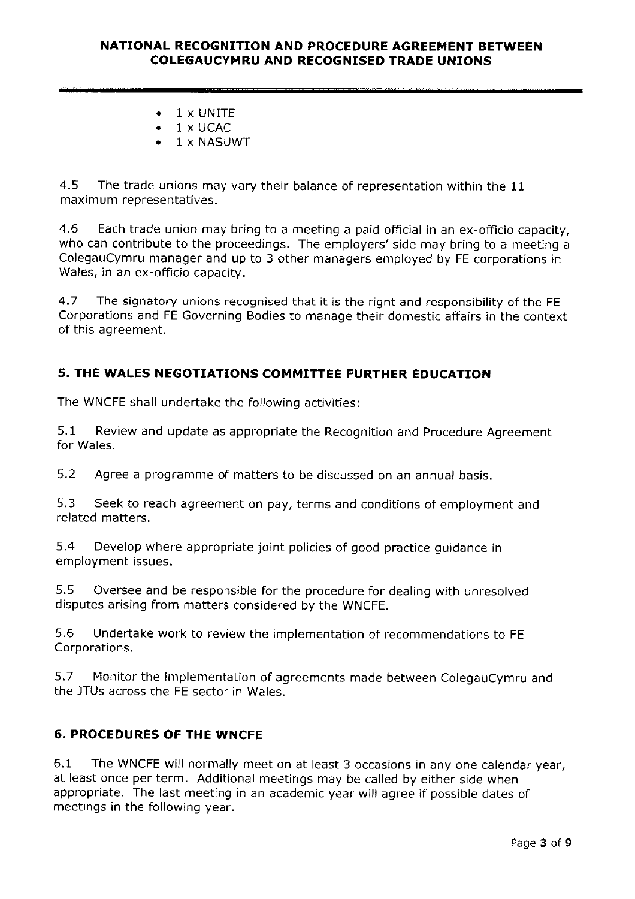- 1 x UNITE
- 1 x UCAC
- 1 x NASUWT

4.5 The trade unions may vary their balance of representation within the 11 maximum representatives.

4.6 Each trade union may bring to a meeting a paid official in an ex-officio capacity, who can contribute to the proceedings. The employers' side may bring to a meeting a ColegauCymru manager and up to 3 other managers employed by FE corporations in Wales, in an ex-officio capacity.

4.7 The signatory unions recognised that it is the right and responsibility of the FE Corporations and FE Governing Bodies to manage their domestic affairs in the context of this agreement.

## 5. THE WALES NEGOTIATIONS COMMITTEE FURTHER EDUCATION

The WNCFE shall undertake the following activities:

5.1 Review and update as appropriate the Recognition and Procedure Agreement for Wales.

5.2 Agree a programme of matters to be discussed on an annual basis.

5.3 Seek to reach agreement on pay, terms and conditions of employment and related matters.

5.4 Develop where appropriate joint policies of good practice guidance in employment issues.

5.5 Oversee and be responsible for the procedure for dealing with unresolved disputes arising from matters considered by the WNCFE.

5.6 Undertake work to review the implementation of recommendations to FE Corporations.

5.7 Monitor the implementation of agreements made between ColegauCymru and the JTUs across the FE sector in Wales.

## 6. PROCEDURES OF THE WNCFE

6.1 The WNCFE will normally meet on at least 3 occasions in any one calendar year, at least once per term. Additional meetings may be called by either side when appropriate. The last meeting in an academic year will agree if possible dates of meetings in the following year.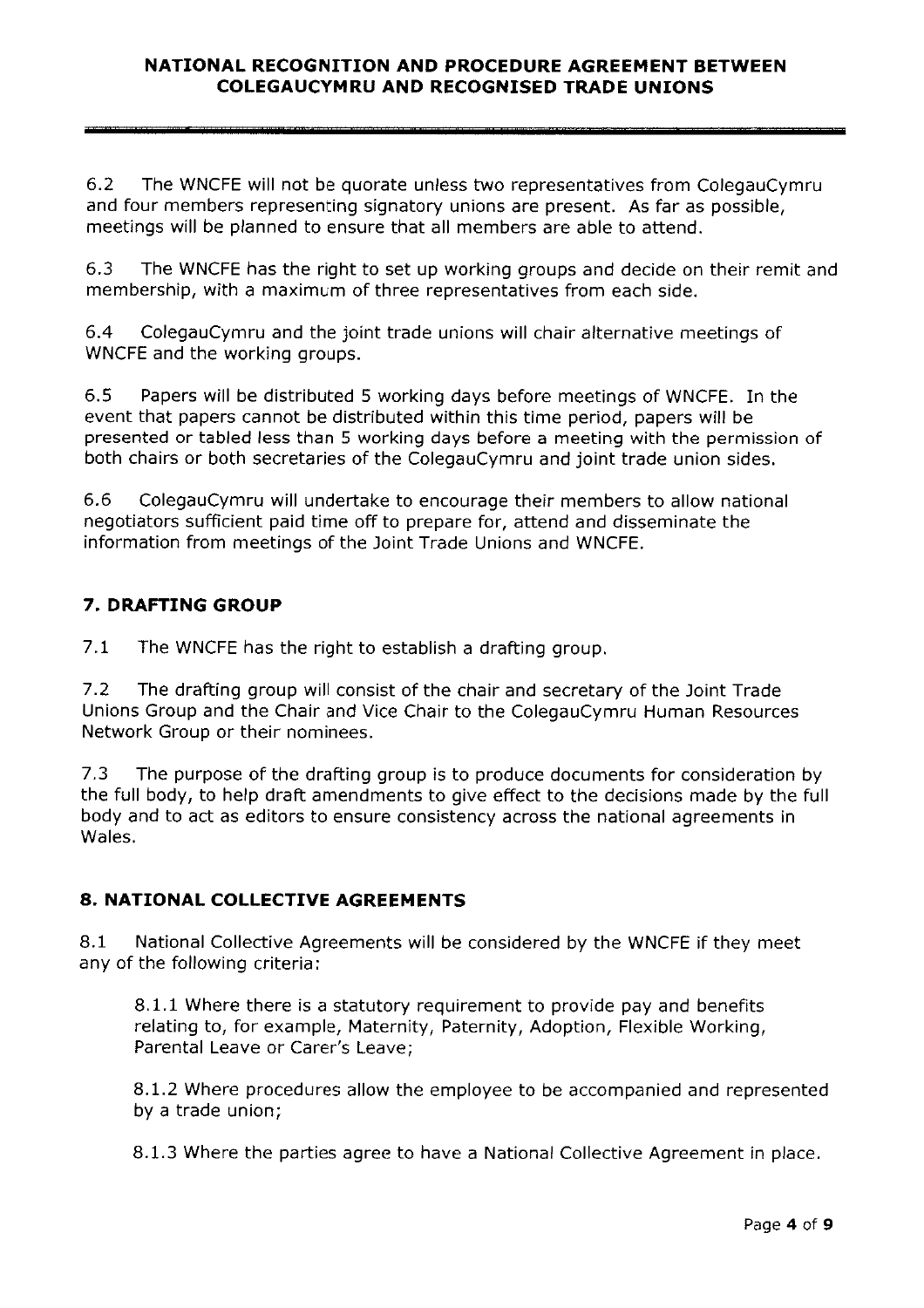6.2 The WNCFE will not be quorate unless two representatives from ColegauCymru and four members representing signatory unions are present. As far as possible, meetings will be planned to ensure that all members are able to attend.

6.3 The WNCFE has the right to set up working groups and decide on their remit and membership, with a maximum of three representatives from each side.

6.4 ColegauCymru and the joint trade unions will chair alternative meetings of WNCFE and the working groups.

6.5 Papers will be distributed 5 working days before meetings of WNCFE. In the event that papers cannot be distributed within this time period, papers will be presented or tabled less than 5 working days before a meeting with the permission of both chairs or both secretaries of the ColegauCymru and joint trade union sides.

6.6 ColegauCymru will undertake to encourage their members to allow national negotiators sufficient paid time off to prepare for, attend and disseminate the information from meetings of the Joint Trade Unions and WNCFE.

## 7. DRAFTING GROUP

7.1 The WNCFE has the right to establish a drafting group.

7.2 The drafting group will consist of the chair and secretary of the Joint Trade Unions Group and the Chair and Vice Chair to the ColegauCymru Human Resources Network Group or their nominees.

7.3 The purpose of the drafting group is to produce documents for consideration by the full body, to help draft amendments to give effect to the decisions made by the full body and to act as editors to ensure consistency across the national agreements in Wales.

## 8. NATIONAL COLLECTIVE AGREEMENTS

8.1 National Collective Agreements will be considered by the WNCFE if they meet any of the following criteria:

8.1.1 Where there is a statutory requirement to provide pay and benefits relating to, for example, Maternity, Paternity, Adoption, Flexible Working, Parental Leave or Carer's Leave;

8.1.2 Where procedures allow the employee to be accompanied and represented by a trade union;

8.1.3 Where the parties agree to have a National Collective Agreement in place.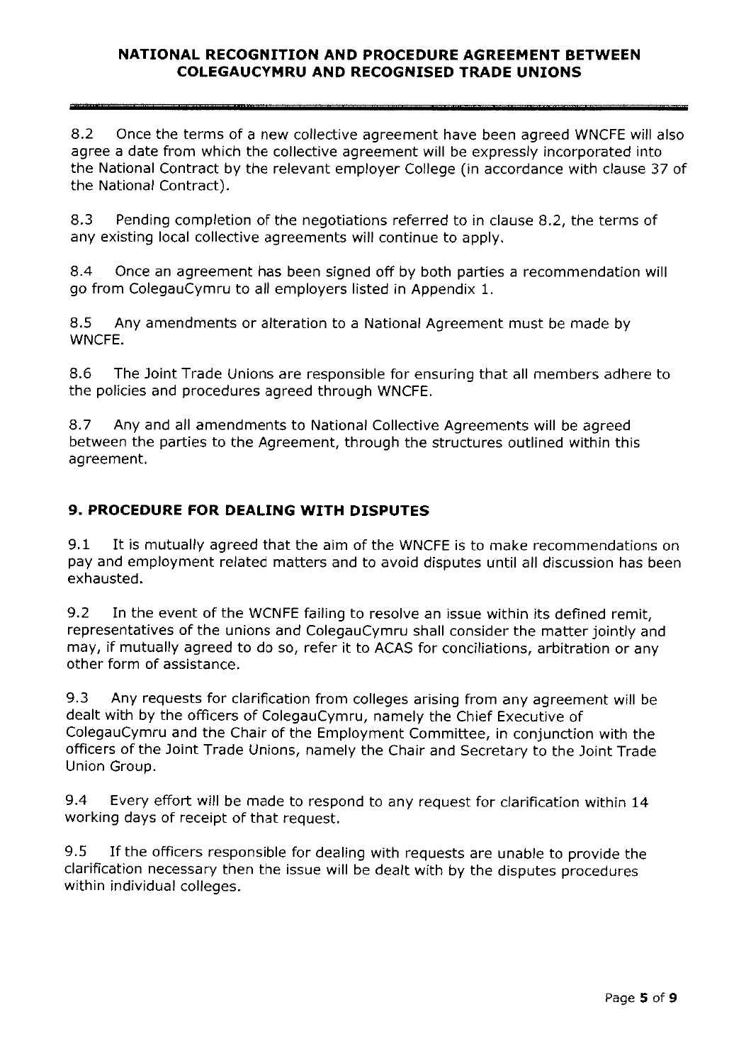8.2 Once the terms of a new collective agreement have been agreed WNCFE will also agree a date from which the collective agreement will be expressly incorporated into the National Contract by the relevant employer College (in accordance with clause 37 of the National Contract).

8.3 Pending completion of the negotiations referred to in clause 8.2, the terms of any existing local collective agreements will continue to apply.

8.4 Once an agreement has been signed off by both parties a recommendation will go from ColegauCymru to all employers listed in Appendix 1.

8.5 Any amendments or alteration to a National Agreement must be made by WNCFE.

8.6 The Joint Trade Unions are responsible for ensuring that all members adhere to the policies and procedures agreed through WNCFE.

8.7 Any and all amendments to National Collective Agreements will be agreed between the parties to the Agreement, through the structures outlined within this agreement.

## 9. PROCEDURE FOR DEALING WITH DISPUTES

9.1 It is mutually agreed that the aim of the WNCFE is to make recommendations on pay and employment related matters and to avoid disputes until all discussion has been exhausted.

9.2 In the event of the WCNFE failing to resolve an issue within its defined remit, representatives of the unions and ColegauCymru shall consider the matter jointly and may, if mutually agreed to do so, refer it to ACAS for conciliations, arbitration or any other form of assistance.

9.3 Any requests for clarification from colleges arising from any agreement will be dealt with by the officers of ColegauCymru, namely the Chief Executive of ColegauCymru and the Chair of the Employment Committee, in conjunction with the officers of the Joint Trade Unions, namely the Chair and Secretary to the Joint Trade Union Group.

9.4 Every effort will be made to respond to any request for clarification within 14 working days of receipt of that request.

9.5 If the officers responsible for dealing with requests are unable to provide the clarification necessary then the issue will be dealt with by the disputes procedures within individual colleges.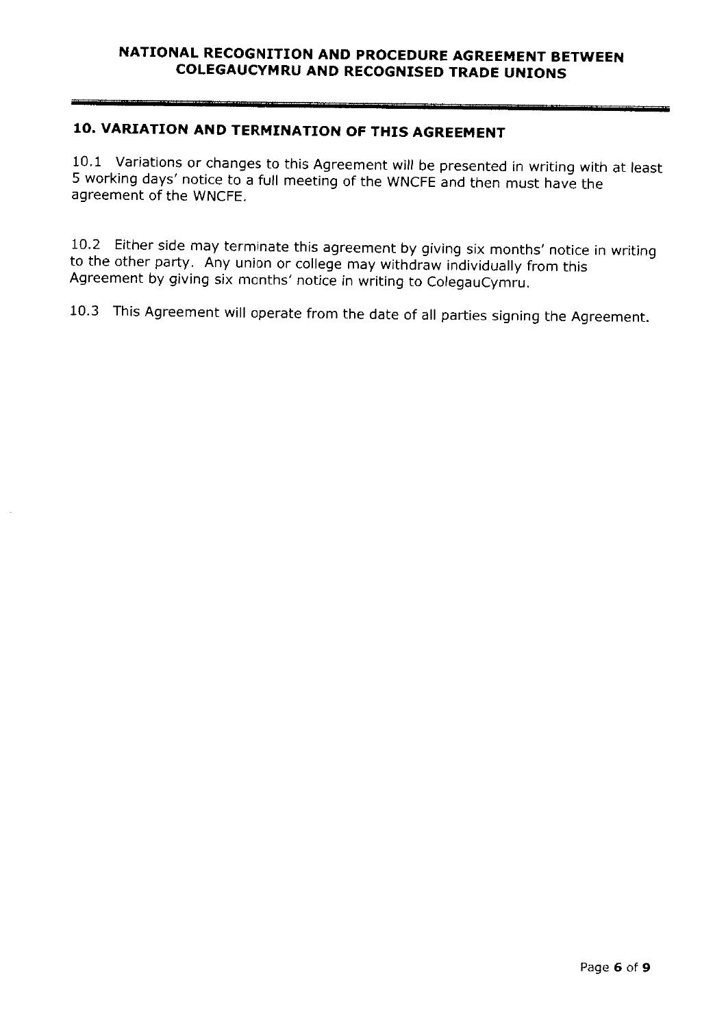## 10. VARIATION AND TERMINATION OF THIS AGREEMENT

10.1 Variations or changes to this Agreement will be presented in writing with at least 5 working days' notice to a full meeting of the WNCFE and then must have the agreement of the WNCFE.

10.2 Either side may terminate this agreement by giving six months' notice in writing to the other party. Any union or college may withdraw individually from this Agreement by giving six months' notice in writing to ColegauCymru.

10.3 This Agreement will operate from the date of all parties signing the Agreement.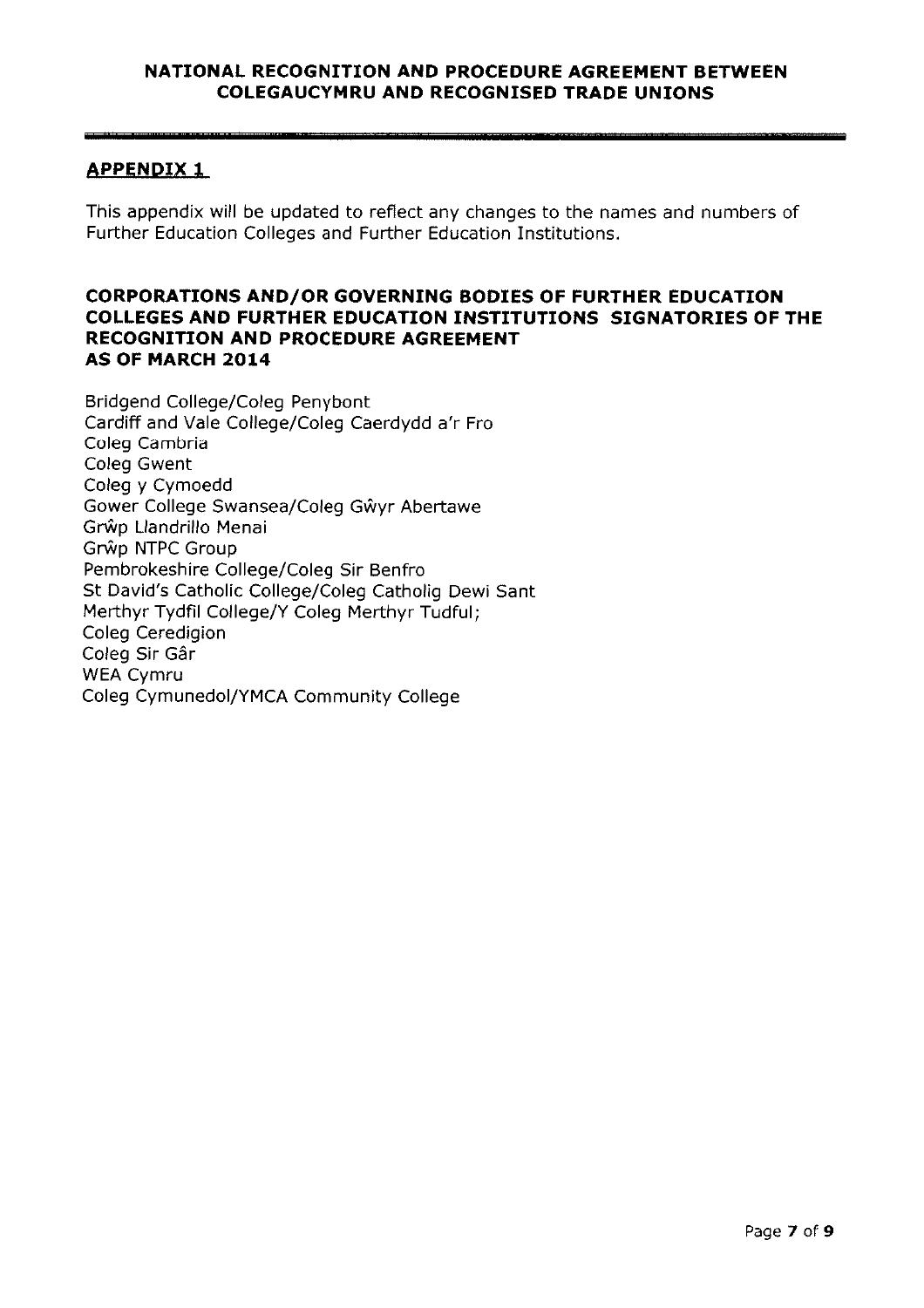## APPENDIX 1

This appendix will be updated to reflect any changes to the names and numbers of Further Education Colleges and Further Education Institutions.

### CORPORATIONS AND/OR GOVERNING BODIES OF FURTHER EDUCATION COLLEGES AND FURTHER EDUCATION INSTITUTIONS SIGNATORIES OF THE RECOGNITION AND PROCEDURE AGREEMENT AS OF MARCH 2014

Bridgend College/Coleg Penybont
Cardiff and Vale College/Coleg Caerdydd a'r Fro
Coleg Cambria
Coleg Gwent
Coleg y Cymoedd
Gower College Swansea/Coleg Gŵyr Abertawe
Grŵp Llandrillo Menai
Grŵp NTPC Group
Pembrokeshire College/Coleg Sir Benfro
St David's Catholic College/Coleg Catholig Dewi Sant
Merthyr Tydfil College/Y Coleg Merthyr Tudful;
Coleg Ceredigion
Coleg Sir Gâr
WEA Cymru
Coleg Cymunedol/YMCA Community College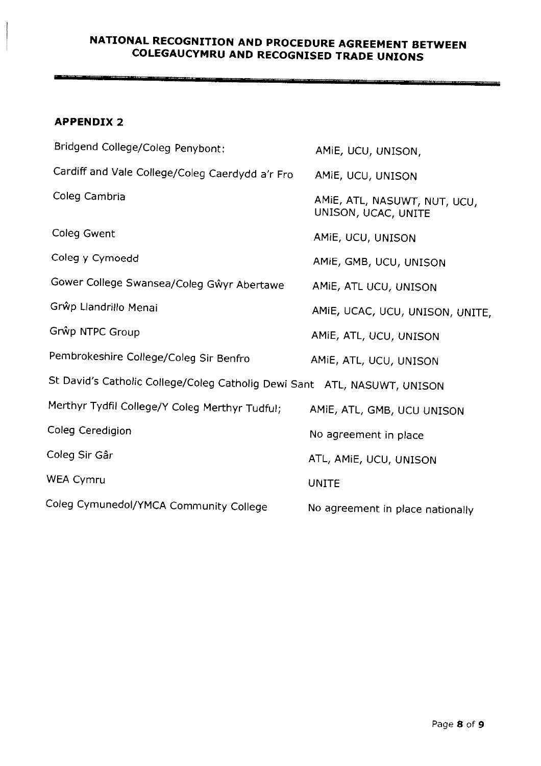## APPENDIX 2

| | |
|---|---|
| Bridgend College/Coleg Penybont: | AMiE, UCU, UNISON, |
| Cardiff and Vale College/Coleg Caerdydd a'r Fro | AMiE, UCU, UNISON |
| Coleg Cambria | AMiE, ATL, NASUWT, NUT, UCU, UNISON, UCAC, UNITE |
| Coleg Gwent | AMiE, UCU, UNISON |
| Coleg y Cymoedd | AMiE, GMB, UCU, UNISON |
| Gower College Swansea/Coleg Gŵyr Abertawe | AMiE, ATL UCU, UNISON |
| Grŵp Llandrillo Menai | AMiE, UCAC, UCU, UNISON, UNITE, |
| Grŵp NTPC Group | AMiE, ATL, UCU, UNISON |
| Pembrokeshire College/Coleg Sir Benfro | AMiE, ATL, UCU, UNISON |
| St David's Catholic College/Coleg Catholig Dewi Sant | ATL, NASUWT, UNISON |
| Merthyr Tydfil College/Y Coleg Merthyr Tudful; | AMiE, ATL, GMB, UCU UNISON |
| Coleg Ceredigion | No agreement in place |
| Coleg Sir Gâr | ATL, AMiE, UCU, UNISON |
| WEA Cymru | UNITE |
| Coleg Cymunedol/YMCA Community College | No agreement in place nationally |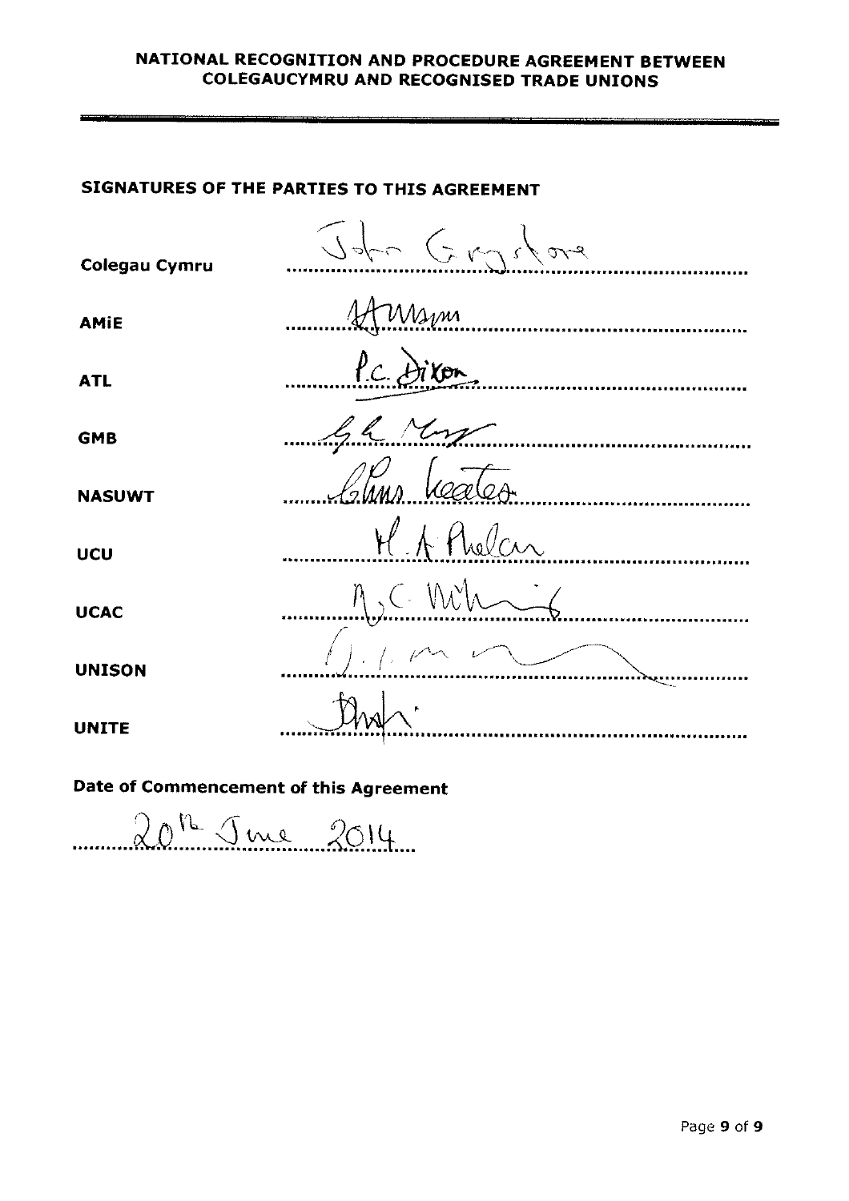## SIGNATURES OF THE PARTIES TO THIS AGREEMENT

| | |
|---|---|
| Colegau Cymru | [Signature] |
| AMiE | [Signature] |
| ATL | [Signature] |
| GMB | [Signature] |
| NASUWT | [Signature] |
| UCU | [Signature] |
| UCAC | [Signature] |
| UNISON | [Signature] |
| UNITE | [Signature] |

**Date of Commencement of this Agreement**

20th June 2014